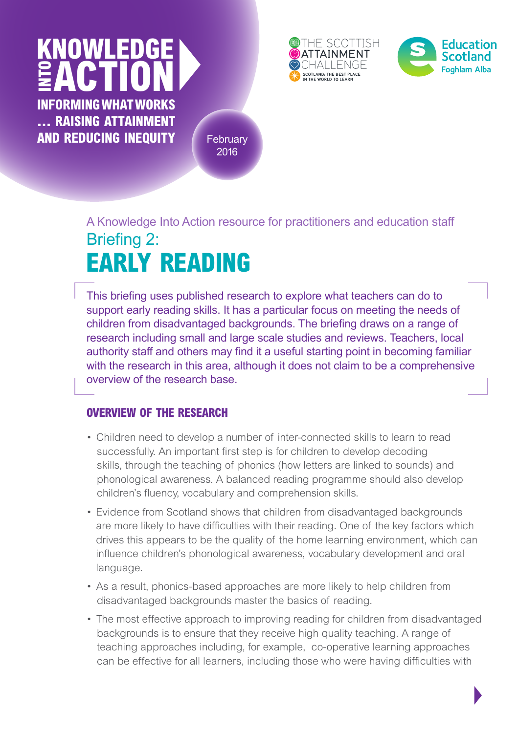# KNOWLEDGE INTO ACTION

**INFORMING WHAT WORKS ... RAISING ATTAINMENT AND REDUCING INEQUITY**

February 2016

THE SCOTTISH ATTAINMENT CHALLENGE
SCOTLAND: THE BEST PLACE IN THE WORLD TO LEARN

Education Scotland
Foghlam Alba

A Knowledge Into Action resource for practitioners and education staff

## Briefing 2:

# EARLY READING

This briefing uses published research to explore what teachers can do to support early reading skills. It has a particular focus on meeting the needs of children from disadvantaged backgrounds. The briefing draws on a range of research including small and large scale studies and reviews. Teachers, local authority staff and others may find it a useful starting point in becoming familiar with the research in this area, although it does not claim to be a comprehensive overview of the research base.

## OVERVIEW OF THE RESEARCH

- Children need to develop a number of inter-connected skills to learn to read successfully. An important first step is for children to develop decoding skills, through the teaching of phonics (how letters are linked to sounds) and phonological awareness. A balanced reading programme should also develop children's fluency, vocabulary and comprehension skills.
- Evidence from Scotland shows that children from disadvantaged backgrounds are more likely to have difficulties with their reading. One of the key factors which drives this appears to be the quality of the home learning environment, which can influence children's phonological awareness, vocabulary development and oral language.
- As a result, phonics-based approaches are more likely to help children from disadvantaged backgrounds master the basics of reading.
- The most effective approach to improving reading for children from disadvantaged backgrounds is to ensure that they receive high quality teaching. A range of teaching approaches including, for example, co-operative learning approaches can be effective for all learners, including those who were having difficulties with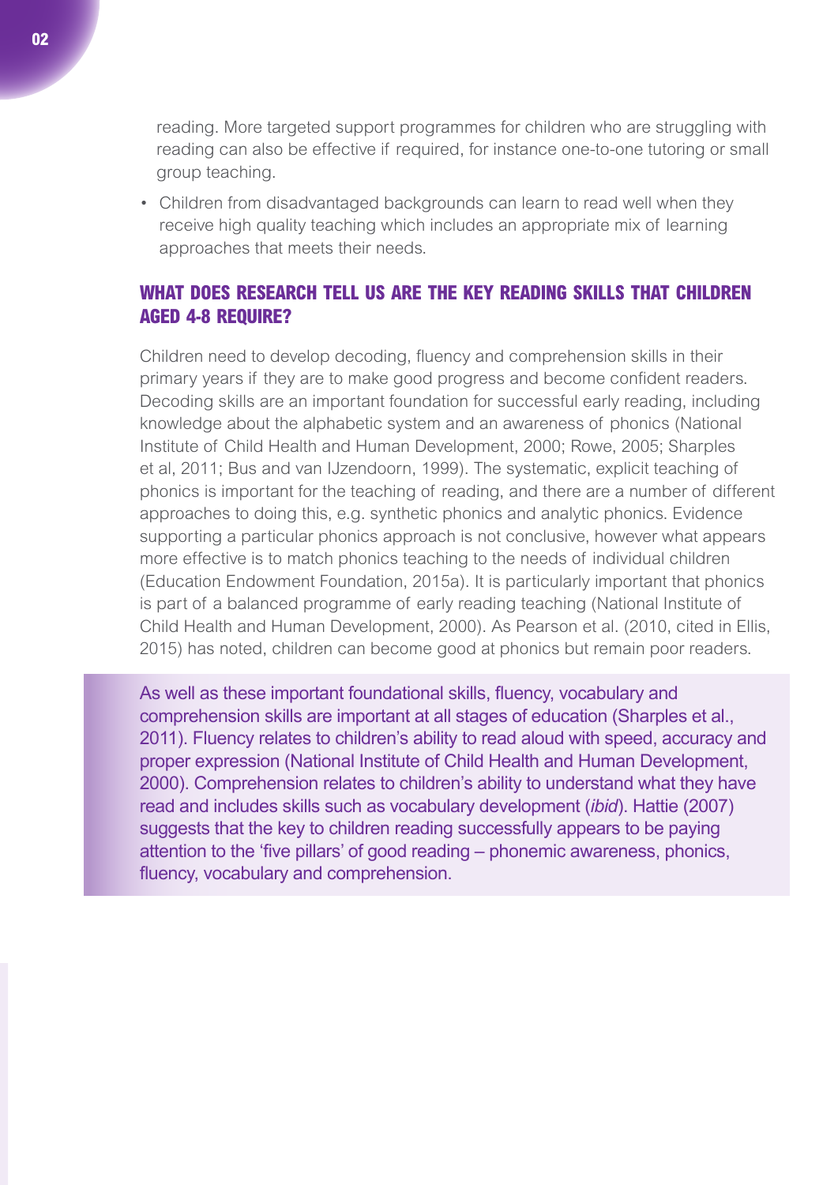reading. More targeted support programmes for children who are struggling with reading can also be effective if required, for instance one-to-one tutoring or small group teaching.

- Children from disadvantaged backgrounds can learn to read well when they receive high quality teaching which includes an appropriate mix of learning approaches that meets their needs.

## WHAT DOES RESEARCH TELL US ARE THE KEY READING SKILLS THAT CHILDREN AGED 4-8 REQUIRE?

Children need to develop decoding, fluency and comprehension skills in their primary years if they are to make good progress and become confident readers. Decoding skills are an important foundation for successful early reading, including knowledge about the alphabetic system and an awareness of phonics (National Institute of Child Health and Human Development, 2000; Rowe, 2005; Sharples et al, 2011; Bus and van IJzendoorn, 1999). The systematic, explicit teaching of phonics is important for the teaching of reading, and there are a number of different approaches to doing this, e.g. synthetic phonics and analytic phonics. Evidence supporting a particular phonics approach is not conclusive, however what appears more effective is to match phonics teaching to the needs of individual children (Education Endowment Foundation, 2015a). It is particularly important that phonics is part of a balanced programme of early reading teaching (National Institute of Child Health and Human Development, 2000). As Pearson et al. (2010, cited in Ellis, 2015) has noted, children can become good at phonics but remain poor readers.

As well as these important foundational skills, fluency, vocabulary and comprehension skills are important at all stages of education (Sharples et al., 2011). Fluency relates to children's ability to read aloud with speed, accuracy and proper expression (National Institute of Child Health and Human Development, 2000). Comprehension relates to children's ability to understand what they have read and includes skills such as vocabulary development (*ibid*). Hattie (2007) suggests that the key to children reading successfully appears to be paying attention to the 'five pillars' of good reading – phonemic awareness, phonics, fluency, vocabulary and comprehension.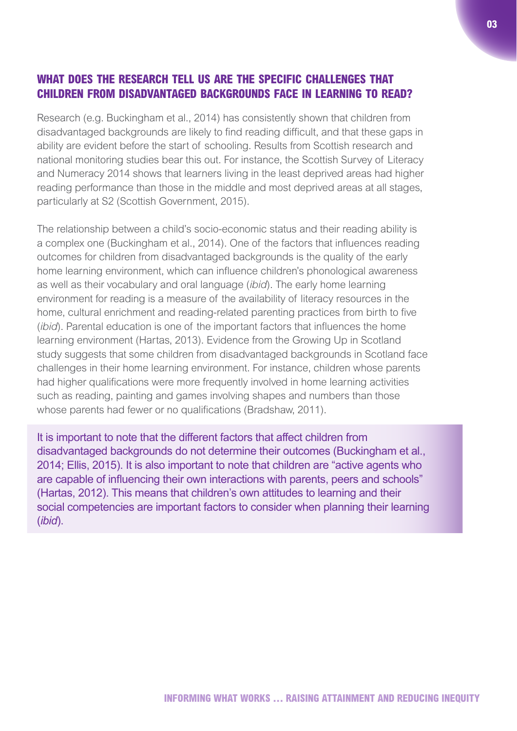## WHAT DOES THE RESEARCH TELL US ARE THE SPECIFIC CHALLENGES THAT CHILDREN FROM DISADVANTAGED BACKGROUNDS FACE IN LEARNING TO READ?

Research (e.g. Buckingham et al., 2014) has consistently shown that children from disadvantaged backgrounds are likely to find reading difficult, and that these gaps in ability are evident before the start of schooling. Results from Scottish research and national monitoring studies bear this out. For instance, the Scottish Survey of Literacy and Numeracy 2014 shows that learners living in the least deprived areas had higher reading performance than those in the middle and most deprived areas at all stages, particularly at S2 (Scottish Government, 2015).

The relationship between a child's socio-economic status and their reading ability is a complex one (Buckingham et al., 2014). One of the factors that influences reading outcomes for children from disadvantaged backgrounds is the quality of the early home learning environment, which can influence children's phonological awareness as well as their vocabulary and oral language (*ibid*). The early home learning environment for reading is a measure of the availability of literacy resources in the home, cultural enrichment and reading-related parenting practices from birth to five (*ibid*). Parental education is one of the important factors that influences the home learning environment (Hartas, 2013). Evidence from the Growing Up in Scotland study suggests that some children from disadvantaged backgrounds in Scotland face challenges in their home learning environment. For instance, children whose parents had higher qualifications were more frequently involved in home learning activities such as reading, painting and games involving shapes and numbers than those whose parents had fewer or no qualifications (Bradshaw, 2011).

It is important to note that the different factors that affect children from disadvantaged backgrounds do not determine their outcomes (Buckingham et al., 2014; Ellis, 2015). It is also important to note that children are "active agents who are capable of influencing their own interactions with parents, peers and schools" (Hartas, 2012). This means that children's own attitudes to learning and their social competencies are important factors to consider when planning their learning (*ibid*).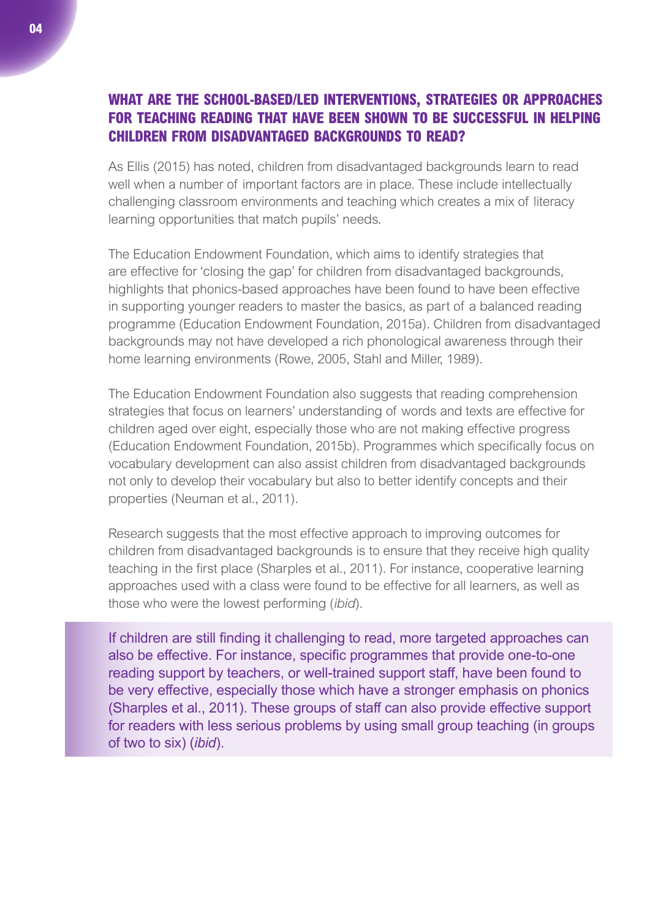## WHAT ARE THE SCHOOL-BASED/LED INTERVENTIONS, STRATEGIES OR APPROACHES FOR TEACHING READING THAT HAVE BEEN SHOWN TO BE SUCCESSFUL IN HELPING CHILDREN FROM DISADVANTAGED BACKGROUNDS TO READ?

As Ellis (2015) has noted, children from disadvantaged backgrounds learn to read well when a number of important factors are in place. These include intellectually challenging classroom environments and teaching which creates a mix of literacy learning opportunities that match pupils' needs.

The Education Endowment Foundation, which aims to identify strategies that are effective for 'closing the gap' for children from disadvantaged backgrounds, highlights that phonics-based approaches have been found to have been effective in supporting younger readers to master the basics, as part of a balanced reading programme (Education Endowment Foundation, 2015a). Children from disadvantaged backgrounds may not have developed a rich phonological awareness through their home learning environments (Rowe, 2005, Stahl and Miller, 1989).

The Education Endowment Foundation also suggests that reading comprehension strategies that focus on learners' understanding of words and texts are effective for children aged over eight, especially those who are not making effective progress (Education Endowment Foundation, 2015b). Programmes which specifically focus on vocabulary development can also assist children from disadvantaged backgrounds not only to develop their vocabulary but also to better identify concepts and their properties (Neuman et al., 2011).

Research suggests that the most effective approach to improving outcomes for children from disadvantaged backgrounds is to ensure that they receive high quality teaching in the first place (Sharples et al., 2011). For instance, cooperative learning approaches used with a class were found to be effective for all learners, as well as those who were the lowest performing (*ibid*).

If children are still finding it challenging to read, more targeted approaches can also be effective. For instance, specific programmes that provide one-to-one reading support by teachers, or well-trained support staff, have been found to be very effective, especially those which have a stronger emphasis on phonics (Sharples et al., 2011). These groups of staff can also provide effective support for readers with less serious problems by using small group teaching (in groups of two to six) (*ibid*).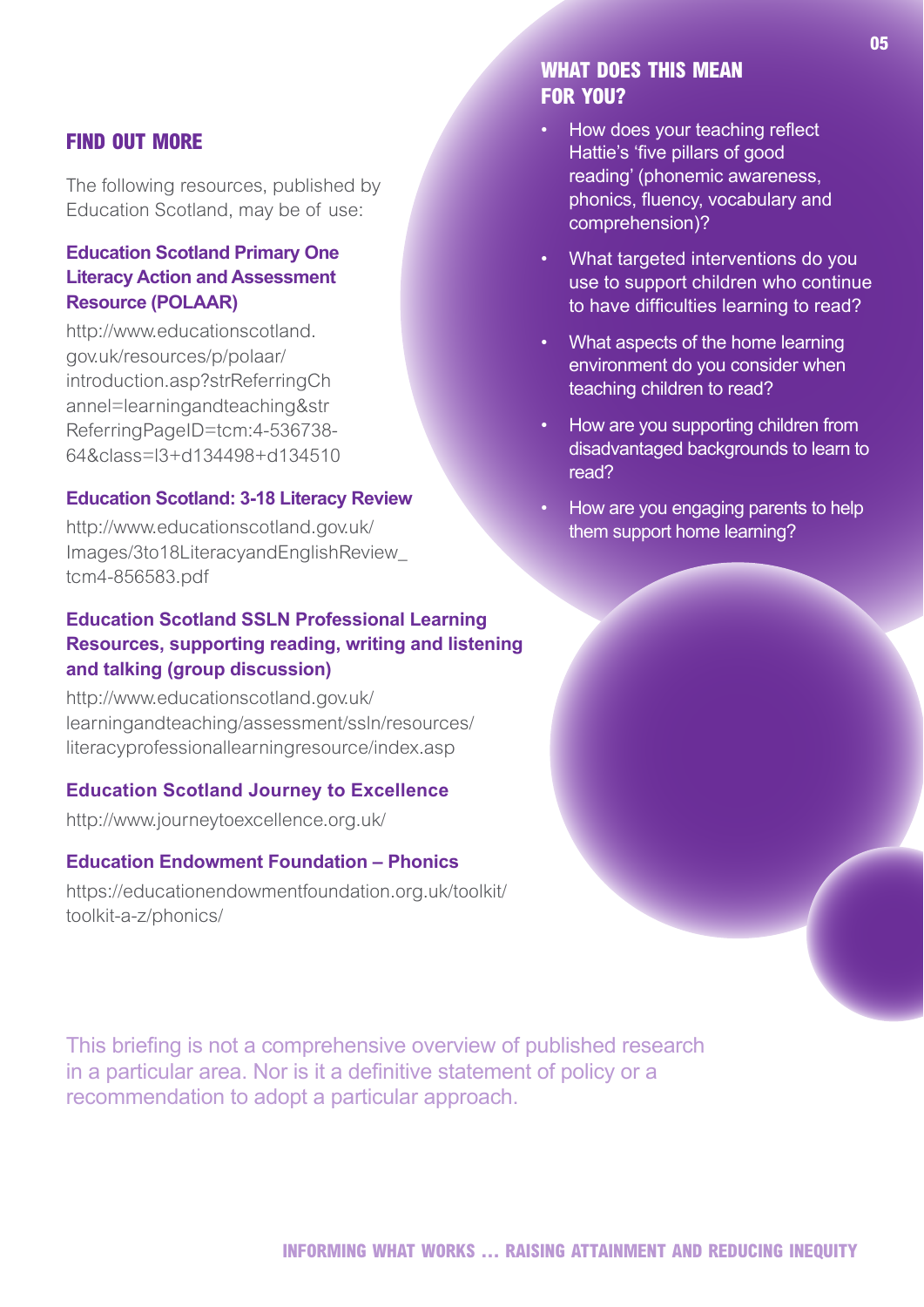## FIND OUT MORE

The following resources, published by Education Scotland, may be of use:

**Education Scotland Primary One Literacy Action and Assessment Resource (POLAAR)**

http://www.educationscotland.gov.uk/resources/p/polaar/introduction.asp?strReferringChannel=learningandteaching&strReferringPageID=tcm:4-536738-64&class=l3+d134498+d134510

**Education Scotland: 3-18 Literacy Review**

http://www.educationscotland.gov.uk/Images/3to18LiteracyandEnglishReview_tcm4-856583.pdf

**Education Scotland SSLN Professional Learning Resources, supporting reading, writing and listening and talking (group discussion)**

http://www.educationscotland.gov.uk/learningandteaching/assessment/ssln/resources/literacyprofessionallearningresource/index.asp

**Education Scotland Journey to Excellence**

http://www.journeytoexcellence.org.uk/

**Education Endowment Foundation – Phonics**

https://educationendowmentfoundation.org.uk/toolkit/toolkit-a-z/phonics/

## WHAT DOES THIS MEAN FOR YOU?

- How does your teaching reflect Hattie's 'five pillars of good reading' (phonemic awareness, phonics, fluency, vocabulary and comprehension)?
- What targeted interventions do you use to support children who continue to have difficulties learning to read?
- What aspects of the home learning environment do you consider when teaching children to read?
- How are you supporting children from disadvantaged backgrounds to learn to read?
- How are you engaging parents to help them support home learning?

This briefing is not a comprehensive overview of published research in a particular area. Nor is it a definitive statement of policy or a recommendation to adopt a particular approach.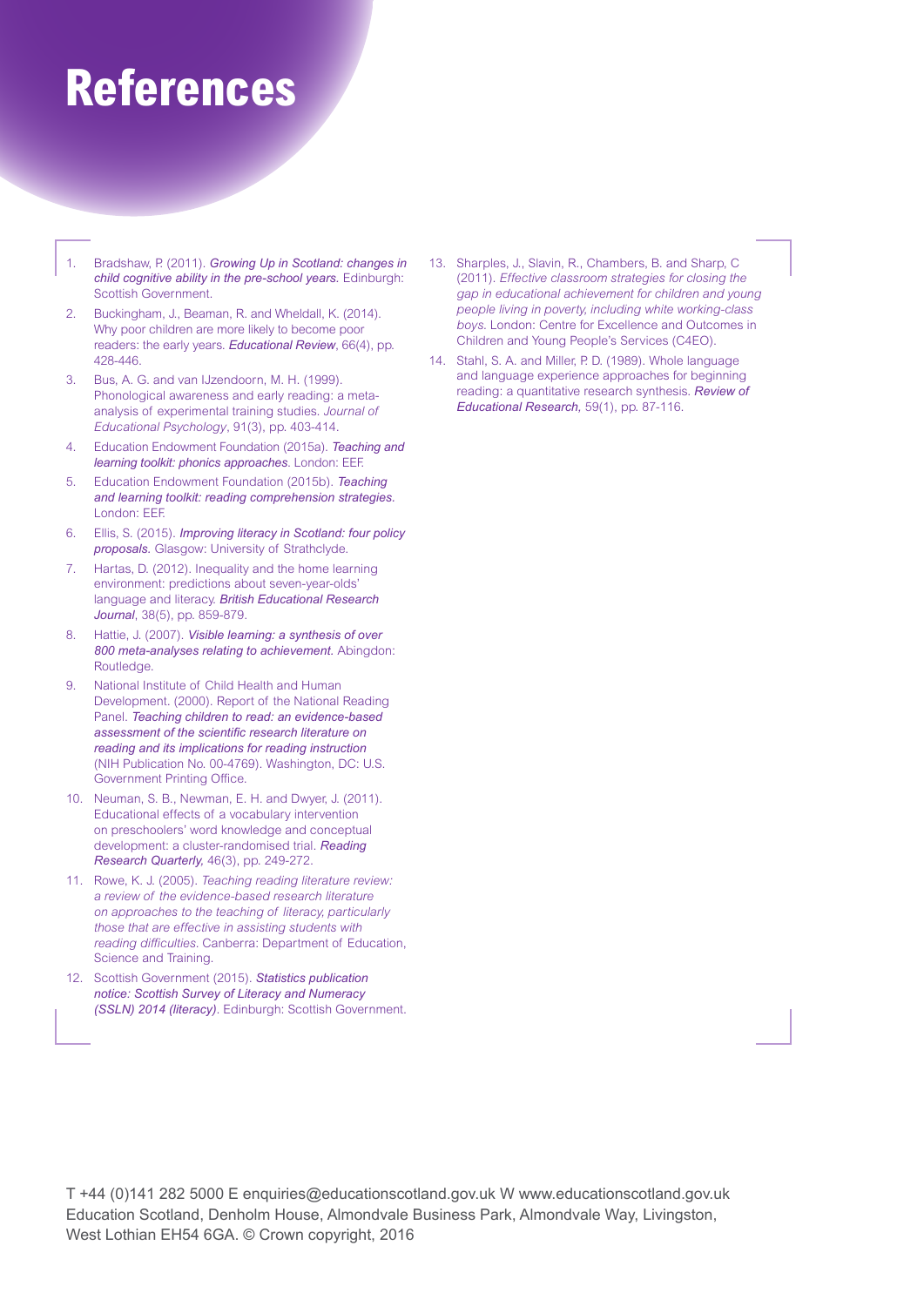# References

1. Bradshaw, P. (2011). *Growing Up in Scotland: changes in child cognitive ability in the pre-school years.* Edinburgh: Scottish Government.
2. Buckingham, J., Beaman, R. and Wheldall, K. (2014). Why poor children are more likely to become poor readers: the early years. *Educational Review*, 66(4), pp. 428-446.
3. Bus, A. G. and van IJzendoorn, M. H. (1999). Phonological awareness and early reading: a meta-analysis of experimental training studies. *Journal of Educational Psychology*, 91(3), pp. 403-414.
4. Education Endowment Foundation (2015a). *Teaching and learning toolkit: phonics approaches*. London: EEF.
5. Education Endowment Foundation (2015b). *Teaching and learning toolkit: reading comprehension strategies.* London: EEF.
6. Ellis, S. (2015). *Improving literacy in Scotland: four policy proposals.* Glasgow: University of Strathclyde.
7. Hartas, D. (2012). Inequality and the home learning environment: predictions about seven-year-olds' language and literacy. *British Educational Research Journal*, 38(5), pp. 859-879.
8. Hattie, J. (2007). *Visible learning: a synthesis of over 800 meta-analyses relating to achievement.* Abingdon: Routledge.
9. National Institute of Child Health and Human Development. (2000). Report of the National Reading Panel. *Teaching children to read: an evidence-based assessment of the scientific research literature on reading and its implications for reading instruction* (NIH Publication No. 00-4769). Washington, DC: U.S. Government Printing Office.
10. Neuman, S. B., Newman, E. H. and Dwyer, J. (2011). Educational effects of a vocabulary intervention on preschoolers' word knowledge and conceptual development: a cluster-randomised trial. *Reading Research Quarterly,* 46(3), pp. 249-272.
11. Rowe, K. J. (2005). *Teaching reading literature review: a review of the evidence-based research literature on approaches to the teaching of literacy, particularly those that are effective in assisting students with reading difficulties*. Canberra: Department of Education, Science and Training.
12. Scottish Government (2015). *Statistics publication notice: Scottish Survey of Literacy and Numeracy (SSLN) 2014 (literacy)*. Edinburgh: Scottish Government.
13. Sharples, J., Slavin, R., Chambers, B. and Sharp, C (2011). *Effective classroom strategies for closing the gap in educational achievement for children and young people living in poverty, including white working-class boys*. London: Centre for Excellence and Outcomes in Children and Young People's Services (C4EO).
14. Stahl, S. A. and Miller, P. D. (1989). Whole language and language experience approaches for beginning reading: a quantitative research synthesis. *Review of Educational Research*, 59(1), pp. 87-116.

T +44 (0)141 282 5000 E enquiries@educationscotland.gov.uk W www.educationscotland.gov.uk
Education Scotland, Denholm House, Almondvale Business Park, Almondvale Way, Livingston, West Lothian EH54 6GA. © Crown copyright, 2016